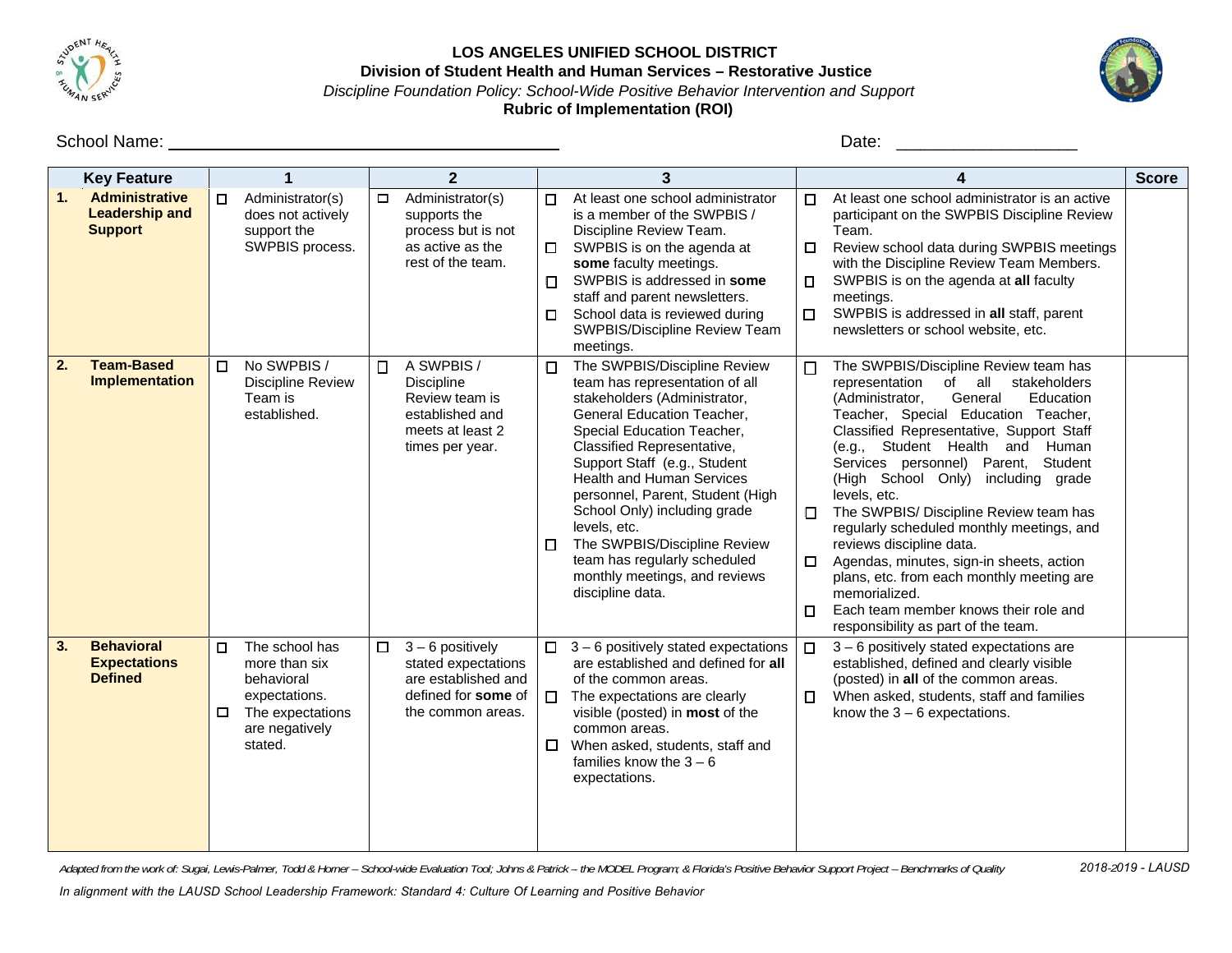**LOS ANGELES UNIFIED SCHOOL DISTRICT**

**Division of Student Health and Human Services – Restorative Justice**

*Discipline Foundation Policy: School-Wide Positive Behavior Intervention and Support*

**Rubric of Implementation (ROI)**

School Name: ___________________________________________ Date: ___________________

| Key Feature | 1 | 2 | 3 | 4 | Score |
|---|---|---|---|---|---|
| **1. Administrative Leadership and Support** | ☐ Administrator(s) does not actively support the SWPBIS process. | ☐ Administrator(s) supports the process but is not as active as the rest of the team. | ☐ At least one school administrator is a member of the SWPBIS / Discipline Review Team.<br>☐ SWPBIS is on the agenda at **some** faculty meetings.<br>☐ SWPBIS is addressed in **some** staff and parent newsletters.<br>☐ School data is reviewed during SWPBIS/Discipline Review Team meetings. | ☐ At least one school administrator is an active participant on the SWPBIS Discipline Review Team.<br>☐ Review school data during SWPBIS meetings with the Discipline Review Team Members.<br>☐ SWPBIS is on the agenda at **all** faculty meetings.<br>☐ SWPBIS is addressed in **all** staff, parent newsletters or school website, etc. | |
| **2. Team-Based Implementation** | ☐ No SWPBIS / Discipline Review Team is established. | ☐ A SWPBIS / Discipline Review team is established and meets at least 2 times per year. | ☐ The SWPBIS/Discipline Review team has representation of all stakeholders (Administrator, General Education Teacher, Special Education Teacher, Classified Representative, Support Staff (e.g., Student Health and Human Services personnel, Parent, Student (High School Only) including grade levels, etc.<br>☐ The SWPBIS/Discipline Review team has regularly scheduled monthly meetings, and reviews discipline data. | ☐ The SWPBIS/Discipline Review team has representation of all stakeholders (Administrator, General Education Teacher, Special Education Teacher, Classified Representative, Support Staff (e.g., Student Health and Human Services personnel) Parent, Student (High School Only) including grade levels, etc.<br>☐ The SWPBIS/ Discipline Review team has regularly scheduled monthly meetings, and reviews discipline data.<br>☐ Agendas, minutes, sign-in sheets, action plans, etc. from each monthly meeting are memorialized.<br>☐ Each team member knows their role and responsibility as part of the team. | |
| **3. Behavioral Expectations Defined** | ☐ The school has more than six behavioral expectations.<br>☐ The expectations are negatively stated. | ☐ 3 – 6 positively stated expectations are established and defined for **some** of the common areas. | ☐ 3 – 6 positively stated expectations are established and defined for **all** of the common areas.<br>☐ The expectations are clearly visible (posted) in **most** of the common areas.<br>☐ When asked, students, staff and families know the 3 – 6 expectations. | ☐ 3 – 6 positively stated expectations are established, defined and clearly visible (posted) in **all** of the common areas.<br>☐ When asked, students, staff and families know the 3 – 6 expectations. | |

*Adapted from the work of: Sugai, Lewis-Palmer, Todd & Horner – School-wide Evaluation Tool; Johns & Patrick – the MODEL Program; & Florida's Positive Behavior Support Project – Benchmarks of Quality*

*2018-2019 - LAUSD*

*In alignment with the LAUSD School Leadership Framework: Standard 4: Culture Of Learning and Positive Behavior*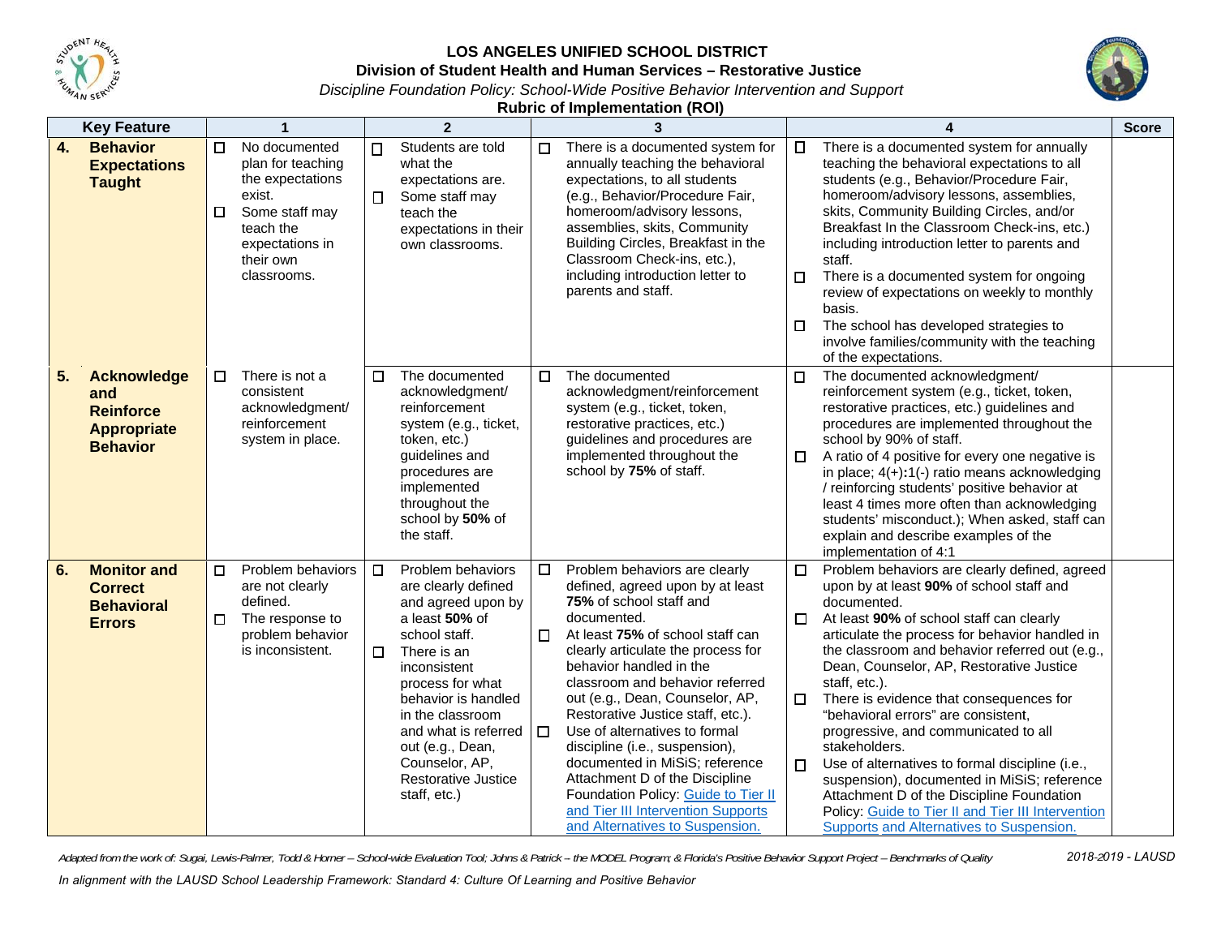**LOS ANGELES UNIFIED SCHOOL DISTRICT**

**Division of Student Health and Human Services – Restorative Justice**

*Discipline Foundation Policy: School-Wide Positive Behavior Intervention and Support*

**Rubric of Implementation (ROI)**

| Key Feature | 1 | 2 | 3 | 4 | Score |
|---|---|---|---|---|---|
| **4. Behavior Expectations Taught** | ☐ No documented plan for teaching the expectations exist.<br>☐ Some staff may teach the expectations in their own classrooms. | ☐ Students are told what the expectations are.<br>☐ Some staff may teach the expectations in their own classrooms. | ☐ There is a documented system for annually teaching the behavioral expectations, to all students (e.g., Behavior/Procedure Fair, homeroom/advisory lessons, assemblies, skits, Community Building Circles, Breakfast in the Classroom Check-ins, etc.), including introduction letter to parents and staff. | ☐ There is a documented system for annually teaching the behavioral expectations to all students (e.g., Behavior/Procedure Fair, homeroom/advisory lessons, assemblies, skits, Community Building Circles, and/or Breakfast In the Classroom Check-ins, etc.) including introduction letter to parents and staff.<br>☐ There is a documented system for ongoing review of expectations on weekly to monthly basis.<br>☐ The school has developed strategies to involve families/community with the teaching of the expectations. | |
| **5. Acknowledge and Reinforce Appropriate Behavior** | ☐ There is not a consistent acknowledgment/ reinforcement system in place. | ☐ The documented acknowledgment/ reinforcement system (e.g., ticket, token, etc.) guidelines and procedures are implemented throughout the school by **50%** of the staff. | ☐ The documented acknowledgment/reinforcement system (e.g., ticket, token, restorative practices, etc.) guidelines and procedures are implemented throughout the school by **75%** of staff. | ☐ The documented acknowledgment/ reinforcement system (e.g., ticket, token, restorative practices, etc.) guidelines and procedures are implemented throughout the school by 90% of staff.<br>☐ A ratio of 4 positive for every one negative is in place; 4(+)**:**1(-) ratio means acknowledging / reinforcing students' positive behavior at least 4 times more often than acknowledging students' misconduct.); When asked, staff can explain and describe examples of the implementation of 4:1 | |
| **6. Monitor and Correct Behavioral Errors** | ☐ Problem behaviors are not clearly defined.<br>☐ The response to problem behavior is inconsistent. | ☐ Problem behaviors are clearly defined and agreed upon by a least **50%** of school staff.<br>☐ There is an inconsistent process for what behavior is handled in the classroom and what is referred out (e.g., Dean, Counselor, AP, Restorative Justice staff, etc.) | ☐ Problem behaviors are clearly defined, agreed upon by at least **75%** of school staff and documented.<br>☐ At least **75%** of school staff can clearly articulate the process for behavior handled in the classroom and behavior referred out (e.g., Dean, Counselor, AP, Restorative Justice staff, etc.).<br>☐ Use of alternatives to formal discipline (i.e., suspension), documented in MiSiS; reference Attachment D of the Discipline Foundation Policy: Guide to Tier II and Tier III Intervention Supports and Alternatives to Suspension. | ☐ Problem behaviors are clearly defined, agreed upon by at least **90%** of school staff and documented.<br>☐ At least **90%** of school staff can clearly articulate the process for behavior handled in the classroom and behavior referred out (e.g., Dean, Counselor, AP, Restorative Justice staff, etc.).<br>☐ There is evidence that consequences for "behavioral errors" are consistent, progressive, and communicated to all stakeholders.<br>☐ Use of alternatives to formal discipline (i.e., suspension), documented in MiSiS; reference Attachment D of the Discipline Foundation Policy: Guide to Tier II and Tier III Intervention Supports and Alternatives to Suspension. | |

*Adapted from the work of: Sugai, Lewis-Palmer, Todd & Horner – School-wide Evaluation Tool; Johns & Patrick – the MODEL Program; & Florida's Positive Behavior Support Project – Benchmarks of Quality*

*2018-2019 - LAUSD*

*In alignment with the LAUSD School Leadership Framework: Standard 4: Culture Of Learning and Positive Behavior*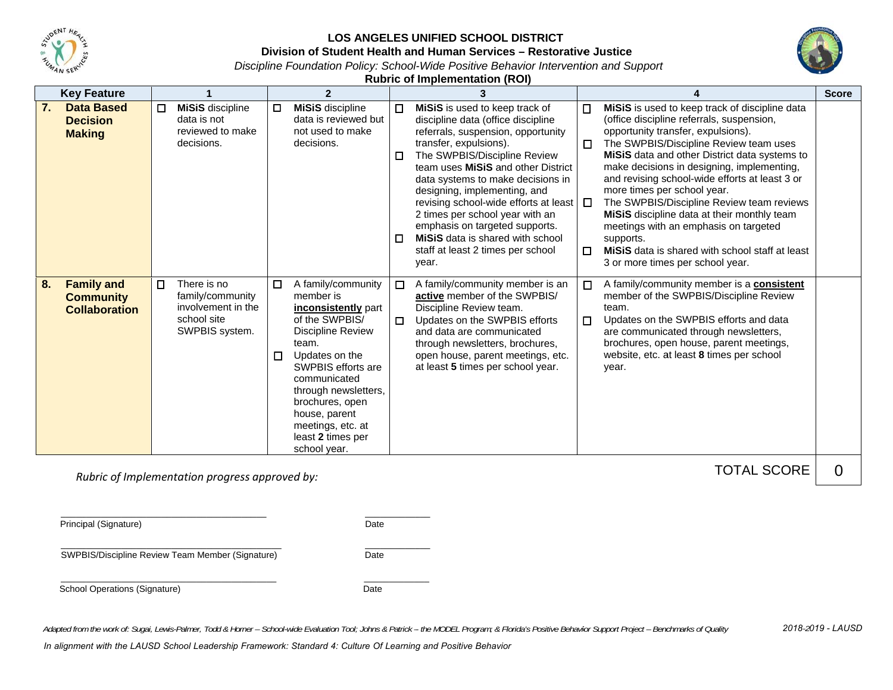**LOS ANGELES UNIFIED SCHOOL DISTRICT**

**Division of Student Health and Human Services – Restorative Justice**

*Discipline Foundation Policy: School-Wide Positive Behavior Intervention and Support*

**Rubric of Implementation (ROI)**

| Key Feature | 1 | 2 | 3 | 4 | Score |
|---|---|---|---|---|---|
| **7. Data Based Decision Making** | ☐ **MiSiS** discipline data is not reviewed to make decisions. | ☐ **MiSiS** discipline data is reviewed but not used to make decisions. | ☐ **MiSiS** is used to keep track of discipline data (office discipline referrals, suspension, opportunity transfer, expulsions).<br>☐ The SWPBIS/Discipline Review team uses **MiSiS** and other District data systems to make decisions in designing, implementing, and revising school-wide efforts at least 2 times per school year with an emphasis on targeted supports.<br>☐ **MiSiS** data is shared with school staff at least 2 times per school year. | ☐ **MiSiS** is used to keep track of discipline data (office discipline referrals, suspension, opportunity transfer, expulsions).<br>☐ The SWPBIS/Discipline Review team uses **MiSiS** data and other District data systems to make decisions in designing, implementing, and revising school-wide efforts at least 3 or more times per school year.<br>☐ The SWPBIS/Discipline Review team reviews **MiSiS** discipline data at their monthly team meetings with an emphasis on targeted supports.<br>☐ **MiSiS** data is shared with school staff at least 3 or more times per school year. | |
| **8. Family and Community Collaboration** | ☐ There is no family/community involvement in the school site SWPBIS system. | ☐ A family/community member is **inconsistently** part of the SWPBIS/ Discipline Review team.<br>☐ Updates on the SWPBIS efforts are communicated through newsletters, brochures, open house, parent meetings, etc. at least **2** times per school year. | ☐ A family/community member is an **active** member of the SWPBIS/ Discipline Review team.<br>☐ Updates on the SWPBIS efforts and data are communicated through newsletters, brochures, open house, parent meetings, etc. at least **5** times per school year. | ☐ A family/community member is a **consistent** member of the SWPBIS/Discipline Review team.<br>☐ Updates on the SWPBIS efforts and data are communicated through newsletters, brochures, open house, parent meetings, website, etc. at least **8** times per school year. | |
| | | | | TOTAL SCORE | 0 |

*Rubric of Implementation progress approved by:*

______________________________ Principal (Signature) ____________ Date

______________________________ SWPBIS/Discipline Review Team Member (Signature) ____________ Date

______________________________ School Operations (Signature) ____________ Date

*Adapted from the work of: Sugai, Lewis-Palmer, Todd & Horner – School-wide Evaluation Tool; Johns & Patrick – the MODEL Program; & Florida's Positive Behavior Support Project – Benchmarks of Quality* *2018-2019 - LAUSD*

*In alignment with the LAUSD School Leadership Framework: Standard 4: Culture Of Learning and Positive Behavior*